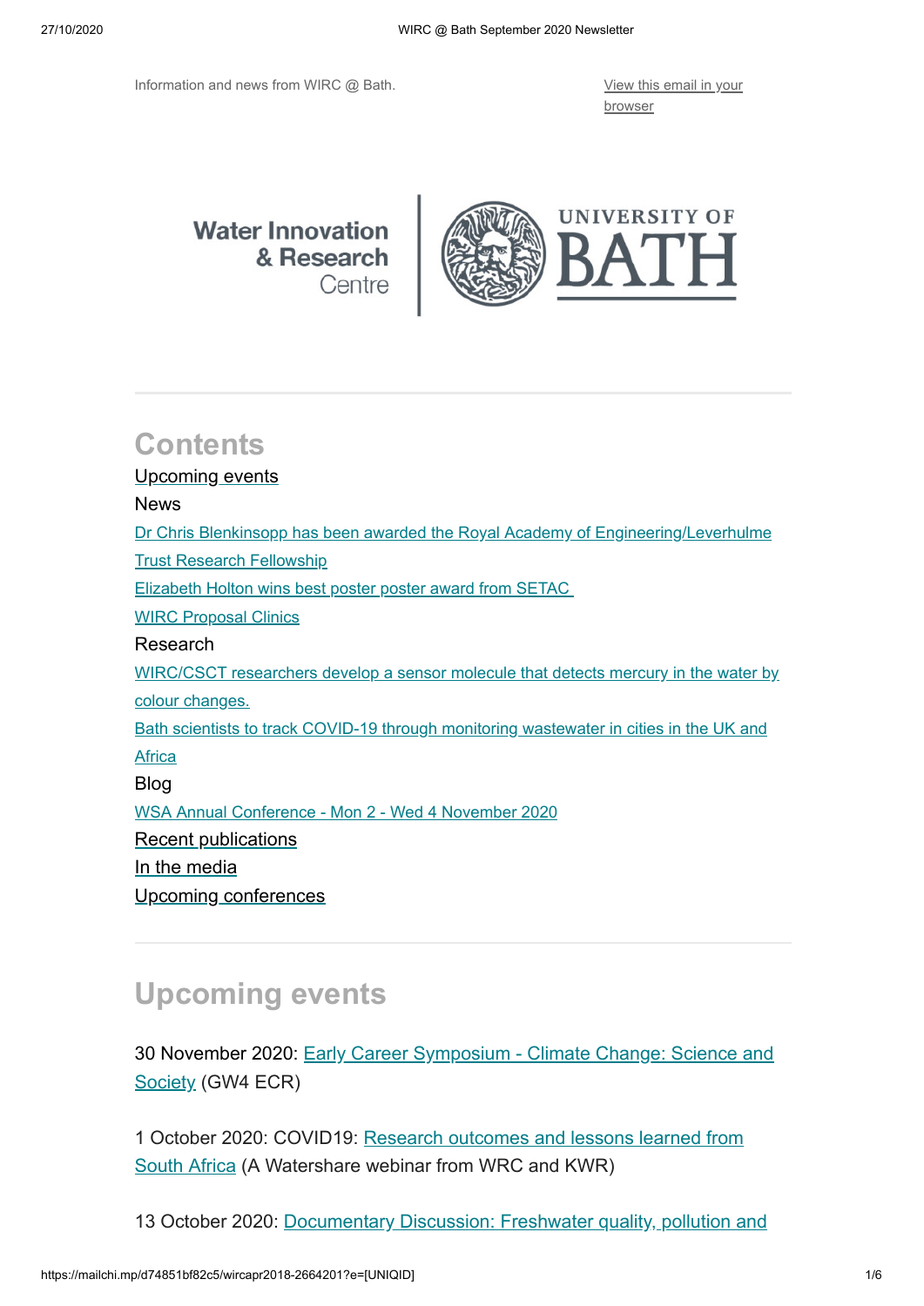Information and news from WIRC @ Bath.

View this email in your browser

Water Innovation & Research Centre | UNIVERSITY OF BATH

## Contents

Upcoming events

News

Dr Chris Blenkinsopp has been awarded the Royal Academy of Engineering/Leverhulme Trust Research Fellowship

Elizabeth Holton wins best poster poster award from SETAC

WIRC Proposal Clinics

Research

WIRC/CSCT researchers develop a sensor molecule that detects mercury in the water by colour changes.

Bath scientists to track COVID-19 through monitoring wastewater in cities in the UK and Africa

Blog

WSA Annual Conference - Mon 2 - Wed 4 November 2020

Recent publications

In the media

Upcoming conferences

## Upcoming events

30 November 2020: Early Career Symposium - Climate Change: Science and Society (GW4 ECR)

1 October 2020: COVID19: Research outcomes and lessons learned from South Africa (A Watershare webinar from WRC and KWR)

13 October 2020: Documentary Discussion: Freshwater quality, pollution and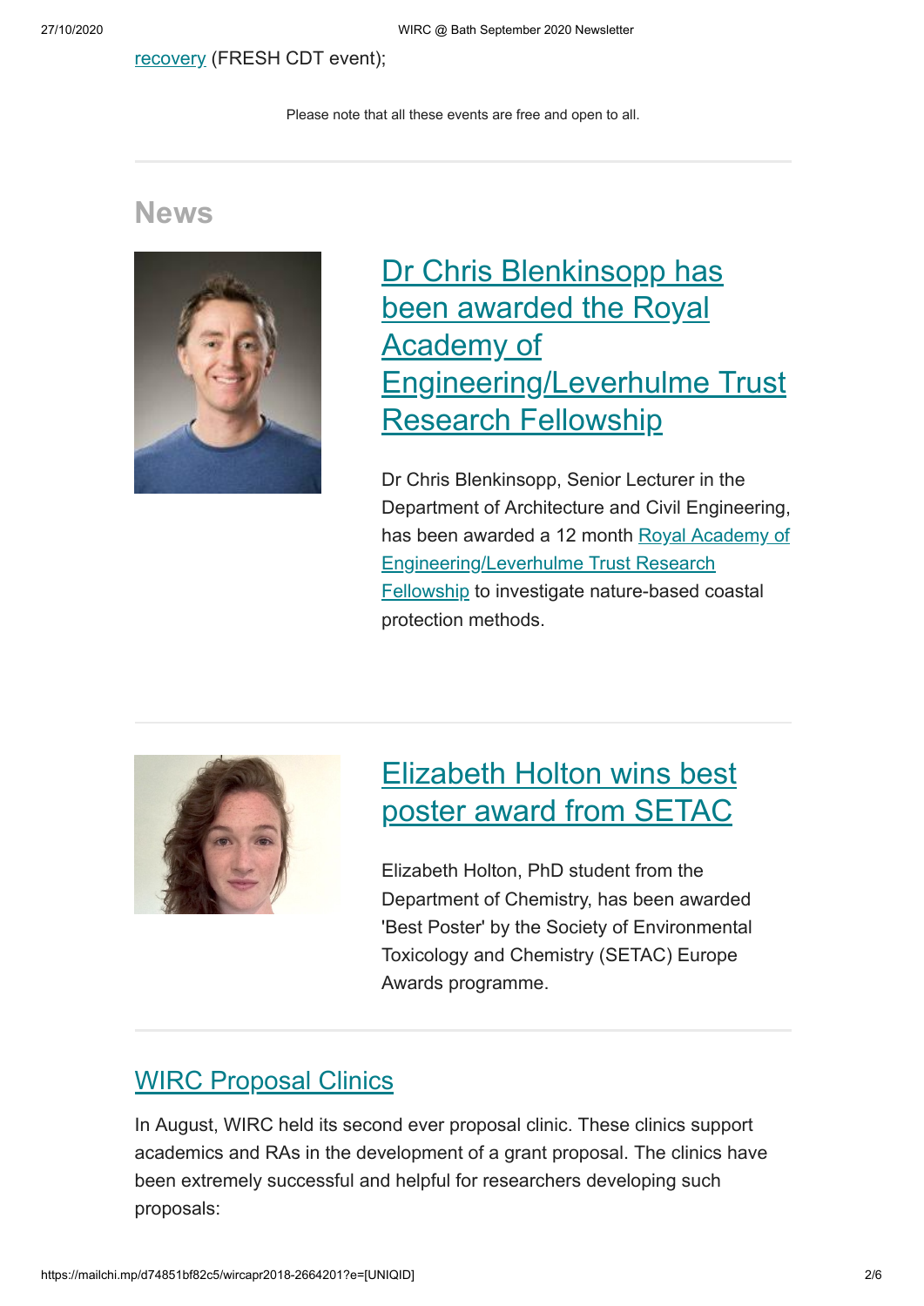recovery (FRESH CDT event);

Please note that all these events are free and open to all.

## News

### Dr Chris Blenkinsopp has been awarded the Royal Academy of Engineering/Leverhulme Trust Research Fellowship

Dr Chris Blenkinsopp, Senior Lecturer in the Department of Architecture and Civil Engineering, has been awarded a 12 month Royal Academy of Engineering/Leverhulme Trust Research Fellowship to investigate nature-based coastal protection methods.

### Elizabeth Holton wins best poster award from SETAC

Elizabeth Holton, PhD student from the Department of Chemistry, has been awarded 'Best Poster' by the Society of Environmental Toxicology and Chemistry (SETAC) Europe Awards programme.

### WIRC Proposal Clinics

In August, WIRC held its second ever proposal clinic. These clinics support academics and RAs in the development of a grant proposal. The clinics have been extremely successful and helpful for researchers developing such proposals: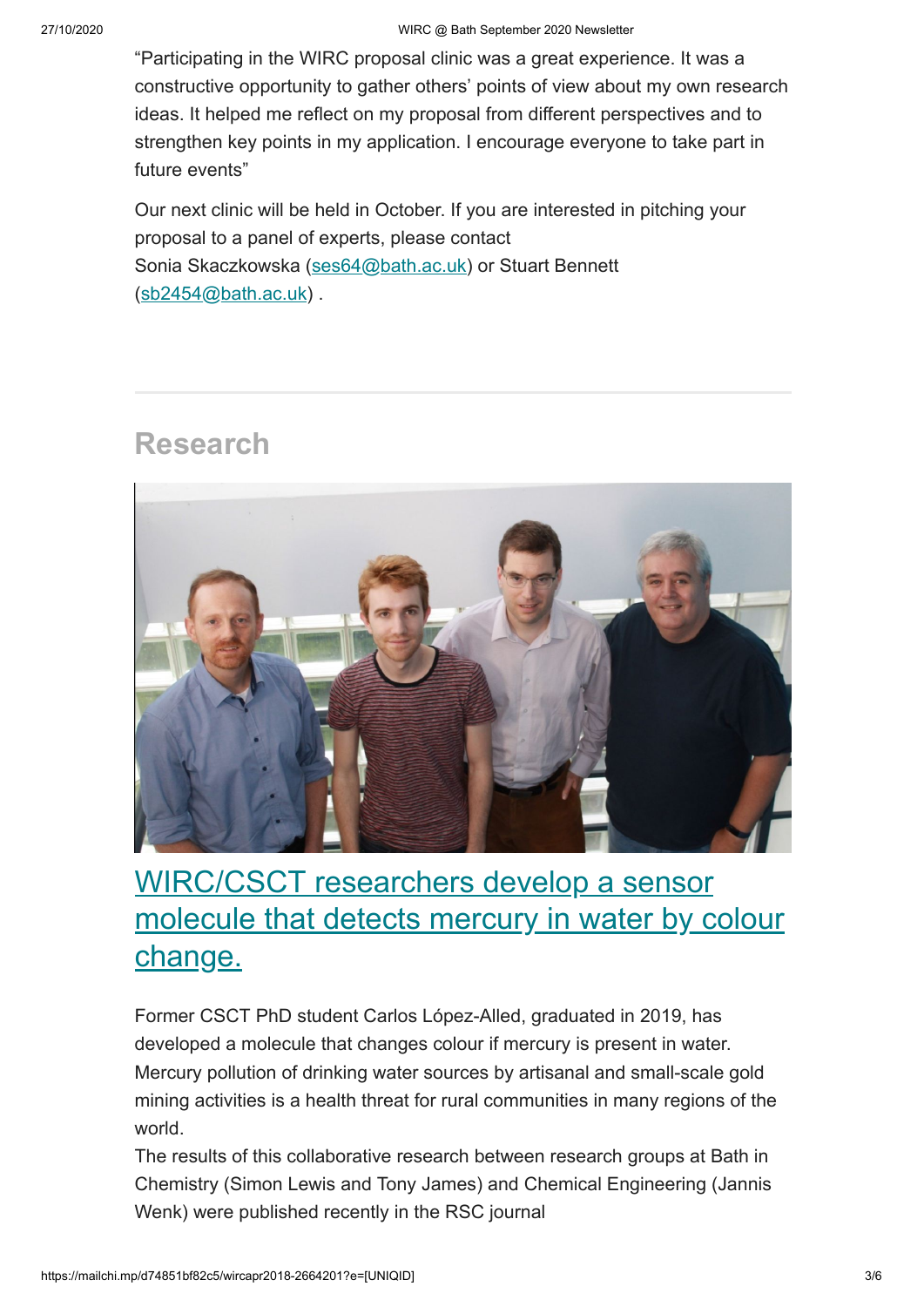"Participating in the WIRC proposal clinic was a great experience. It was a constructive opportunity to gather others' points of view about my own research ideas. It helped me reflect on my proposal from different perspectives and to strengthen key points in my application. I encourage everyone to take part in future events"

Our next clinic will be held in October. If you are interested in pitching your proposal to a panel of experts, please contact Sonia Skaczkowska (ses64@bath.ac.uk) or Stuart Bennett (sb2454@bath.ac.uk) .

---

## Research

### WIRC/CSCT researchers develop a sensor molecule that detects mercury in water by colour change.

Former CSCT PhD student Carlos López-Alled, graduated in 2019, has developed a molecule that changes colour if mercury is present in water. Mercury pollution of drinking water sources by artisanal and small-scale gold mining activities is a health threat for rural communities in many regions of the world.

The results of this collaborative research between research groups at Bath in Chemistry (Simon Lewis and Tony James) and Chemical Engineering (Jannis Wenk) were published recently in the RSC journal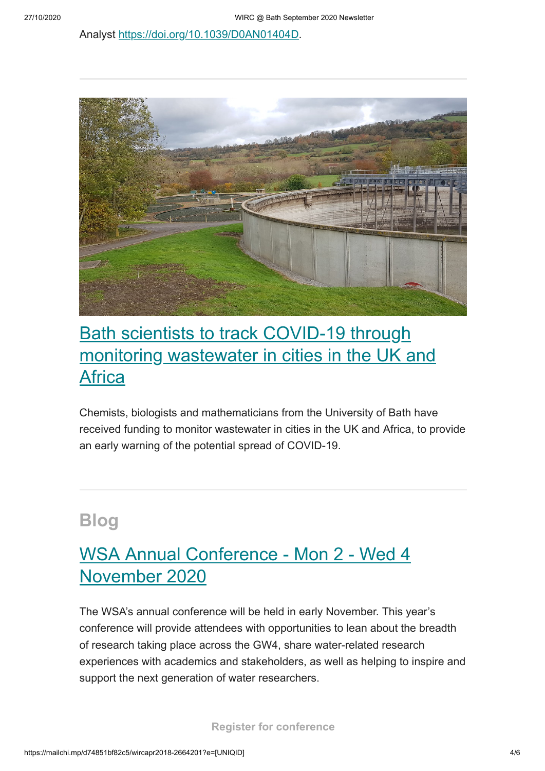Analyst https://doi.org/10.1039/D0AN01404D.

## Bath scientists to track COVID-19 through monitoring wastewater in cities in the UK and Africa

Chemists, biologists and mathematicians from the University of Bath have received funding to monitor wastewater in cities in the UK and Africa, to provide an early warning of the potential spread of COVID-19.

# Blog

## WSA Annual Conference - Mon 2 - Wed 4 November 2020

The WSA's annual conference will be held in early November. This year's conference will provide attendees with opportunities to lean about the breadth of research taking place across the GW4, share water-related research experiences with academics and stakeholders, as well as helping to inspire and support the next generation of water researchers.

**Register for conference**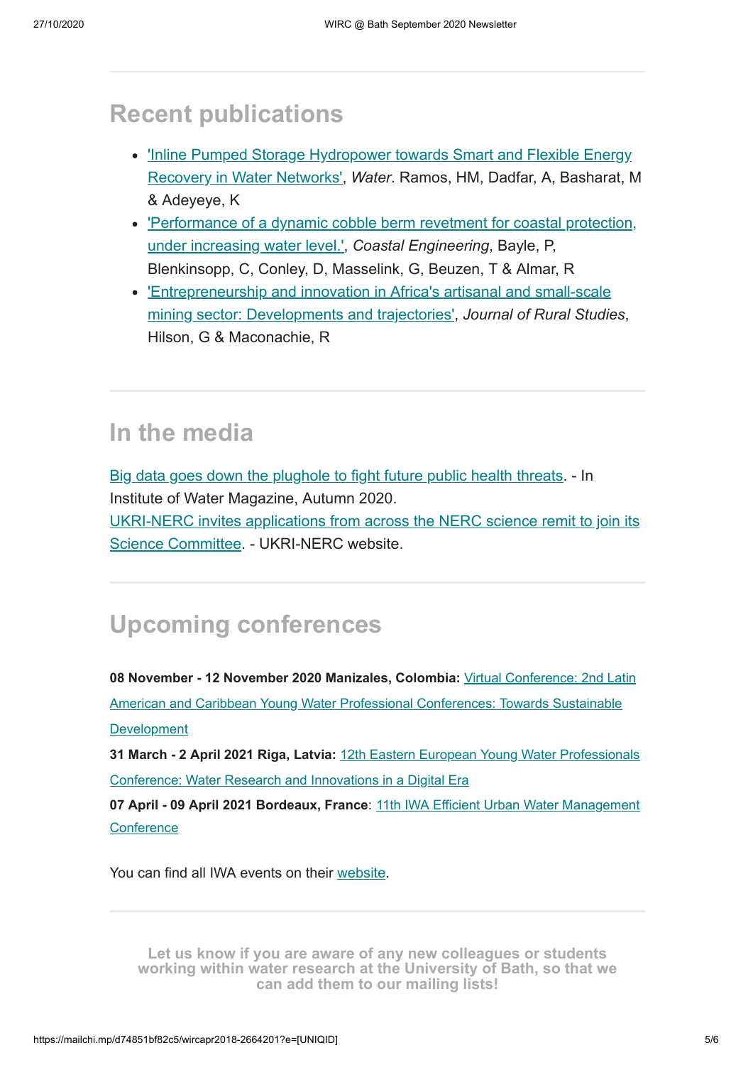## Recent publications

- 'Inline Pumped Storage Hydropower towards Smart and Flexible Energy Recovery in Water Networks', *Water*. Ramos, HM, Dadfar, A, Basharat, M & Adeyeye, K
- 'Performance of a dynamic cobble berm revetment for coastal protection, under increasing water level.', *Coastal Engineering*, Bayle, P, Blenkinsopp, C, Conley, D, Masselink, G, Beuzen, T & Almar, R
- 'Entrepreneurship and innovation in Africa's artisanal and small-scale mining sector: Developments and trajectories', *Journal of Rural Studies*, Hilson, G & Maconachie, R

## In the media

Big data goes down the plughole to fight future public health threats. - In Institute of Water Magazine, Autumn 2020.
UKRI-NERC invites applications from across the NERC science remit to join its Science Committee. - UKRI-NERC website.

## Upcoming conferences

**08 November - 12 November 2020 Manizales, Colombia:** Virtual Conference: 2nd Latin American and Caribbean Young Water Professional Conferences: Towards Sustainable Development

**31 March - 2 April 2021 Riga, Latvia:** 12th Eastern European Young Water Professionals Conference: Water Research and Innovations in a Digital Era

**07 April - 09 April 2021 Bordeaux, France**: 11th IWA Efficient Urban Water Management Conference

You can find all IWA events on their website.

**Let us know if you are aware of any new colleagues or students working within water research at the University of Bath, so that we can add them to our mailing lists!**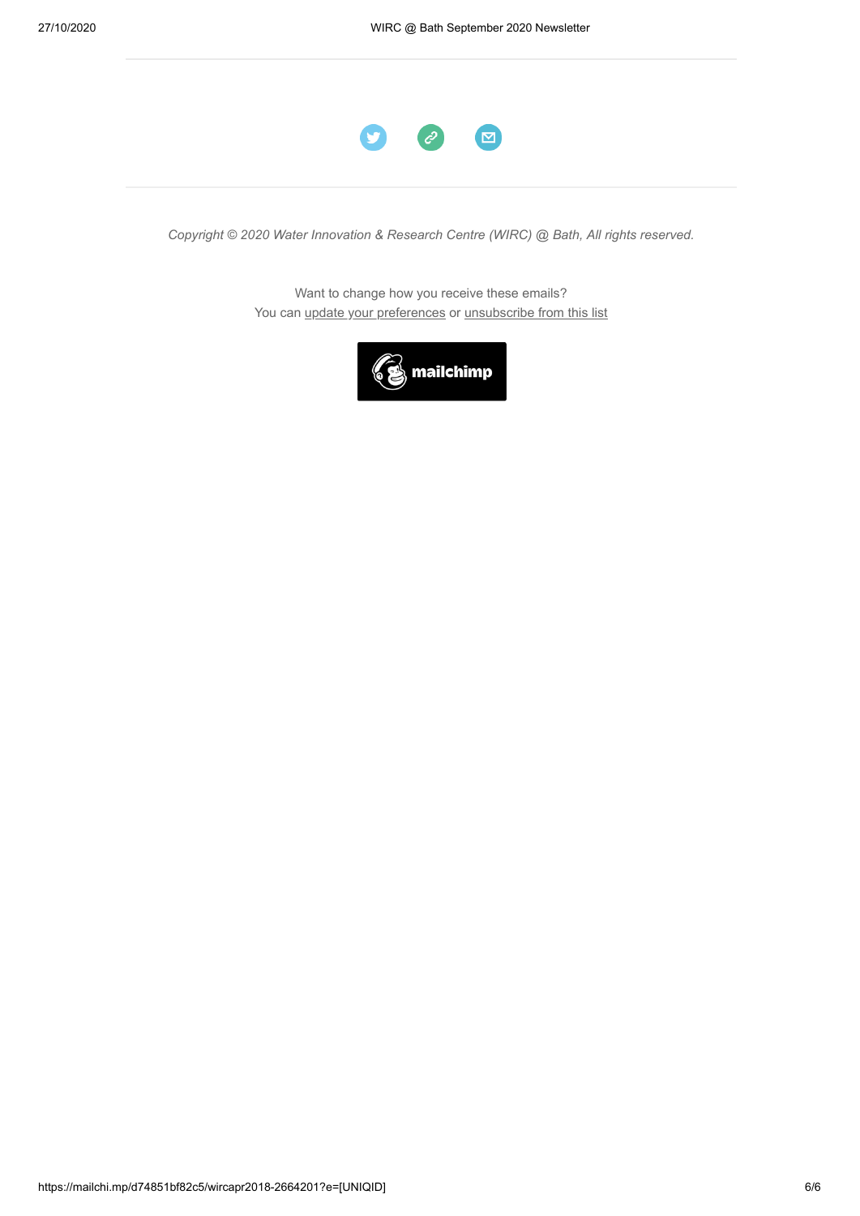*Copyright © 2020 Water Innovation & Research Centre (WIRC) @ Bath, All rights reserved.*

Want to change how you receive these emails?
You can update your preferences or unsubscribe from this list